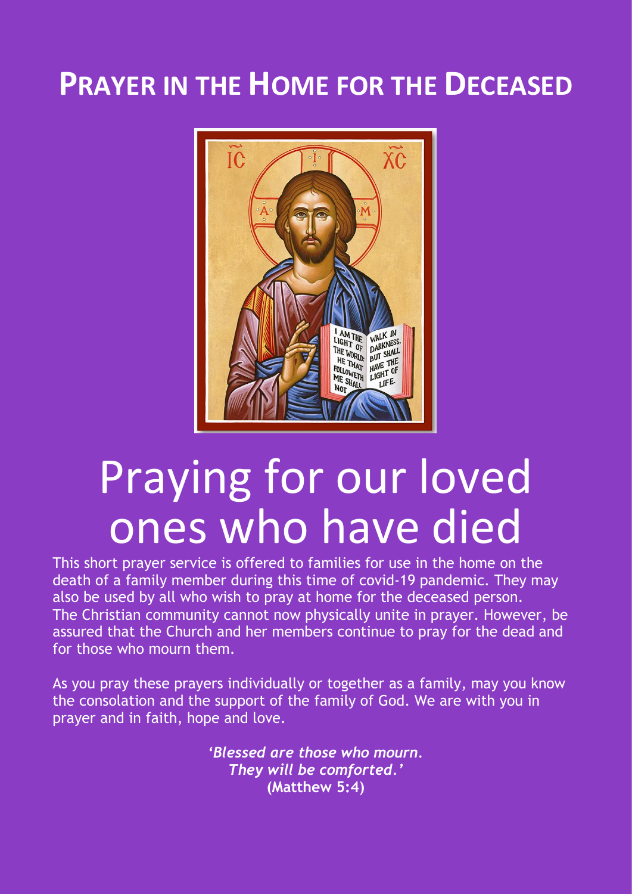# PRAYER IN THE HOME FOR THE DECEASED

# Praying for our loved ones who have died

This short prayer service is offered to families for use in the home on the death of a family member during this time of covid-19 pandemic. They may also be used by all who wish to pray at home for the deceased person. The Christian community cannot now physically unite in prayer. However, be assured that the Church and her members continue to pray for the dead and for those who mourn them.

As you pray these prayers individually or together as a family, may you know the consolation and the support of the family of God. We are with you in prayer and in faith, hope and love.

***'Blessed are those who mourn. They will be comforted.'***
**(Matthew 5:4)**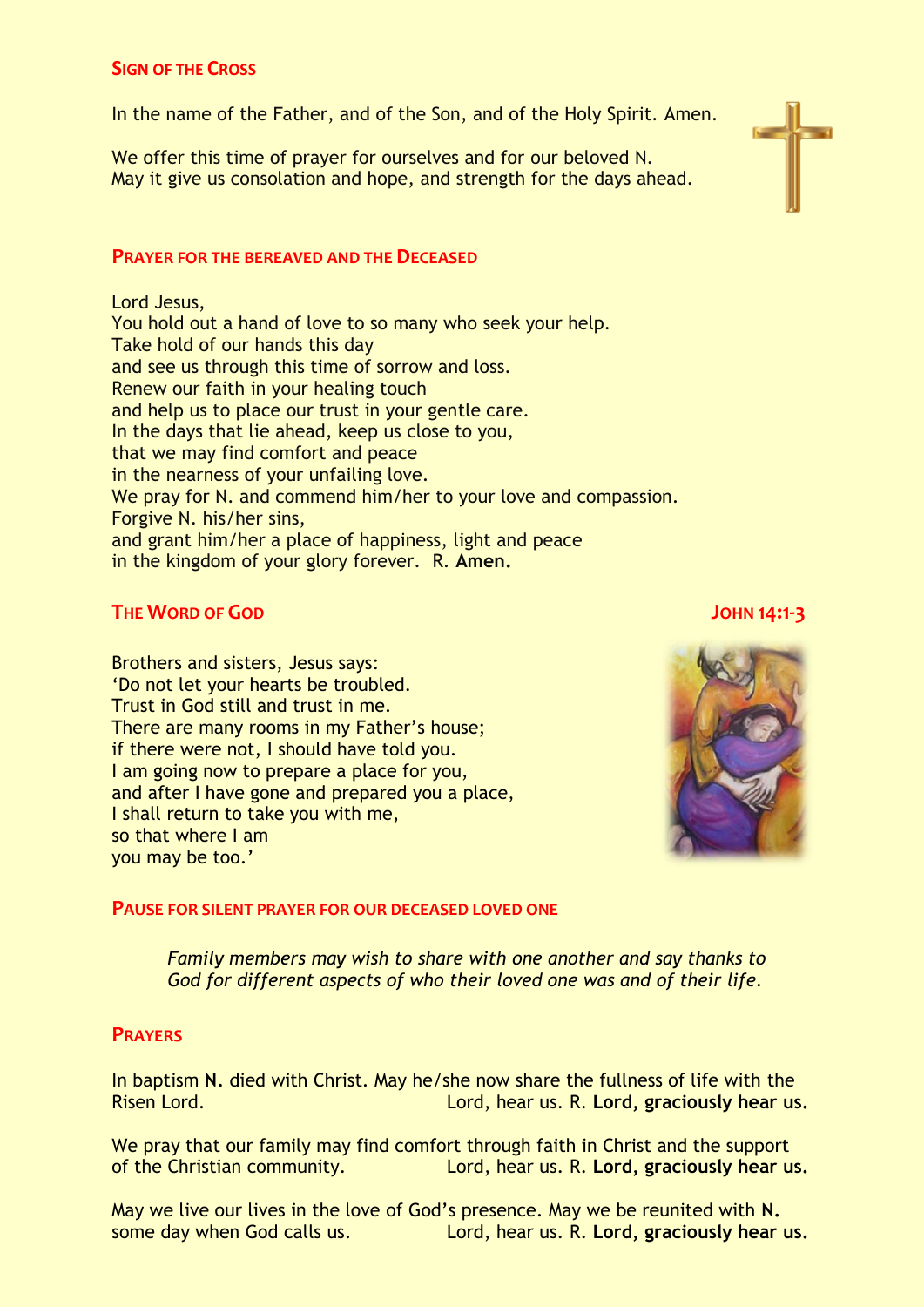## Sign of the Cross

In the name of the Father, and of the Son, and of the Holy Spirit. Amen.

We offer this time of prayer for ourselves and for our beloved N.
May it give us consolation and hope, and strength for the days ahead.

## Prayer for the Bereaved and the Deceased

Lord Jesus,
You hold out a hand of love to so many who seek your help.
Take hold of our hands this day
and see us through this time of sorrow and loss.
Renew our faith in your healing touch
and help us to place our trust in your gentle care.
In the days that lie ahead, keep us close to you,
that we may find comfort and peace
in the nearness of your unfailing love.
We pray for N. and commend him/her to your love and compassion.
Forgive N. his/her sins,
and grant him/her a place of happiness, light and peace
in the kingdom of your glory forever. R. **Amen.**

## The Word of God — John 14:1-3

Brothers and sisters, Jesus says:
'Do not let your hearts be troubled.
Trust in God still and trust in me.
There are many rooms in my Father's house;
if there were not, I should have told you.
I am going now to prepare a place for you,
and after I have gone and prepared you a place,
I shall return to take you with me,
so that where I am
you may be too.'

## Pause for Silent Prayer for Our Deceased Loved One

*Family members may wish to share with one another and say thanks to God for different aspects of who their loved one was and of their life.*

## Prayers

In baptism **N.** died with Christ. May he/she now share the fullness of life with the Risen Lord. Lord, hear us. R. **Lord, graciously hear us.**

We pray that our family may find comfort through faith in Christ and the support of the Christian community. Lord, hear us. R. **Lord, graciously hear us.**

May we live our lives in the love of God's presence. May we be reunited with **N.** some day when God calls us. Lord, hear us. R. **Lord, graciously hear us.**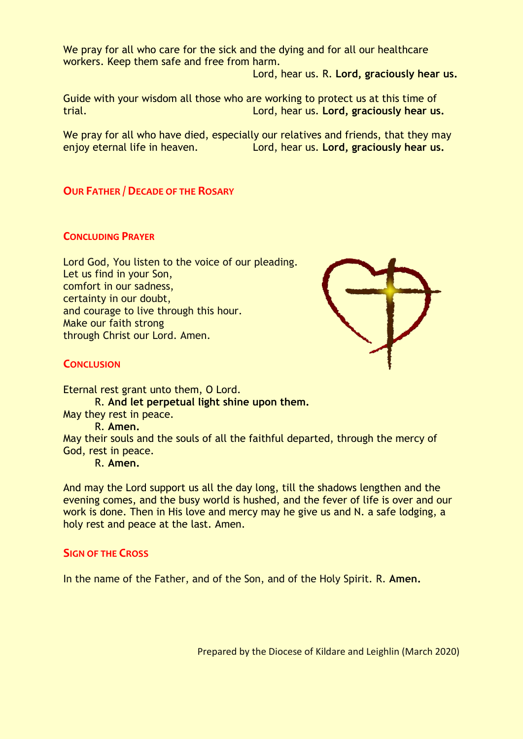We pray for all who care for the sick and the dying and for all our healthcare workers. Keep them safe and free from harm.
Lord, hear us. R. **Lord, graciously hear us.**

Guide with your wisdom all those who are working to protect us at this time of trial. Lord, hear us. **Lord, graciously hear us.**

We pray for all who have died, especially our relatives and friends, that they may enjoy eternal life in heaven. Lord, hear us. **Lord, graciously hear us.**

## OUR FATHER / DECADE OF THE ROSARY

## CONCLUDING PRAYER

Lord God, You listen to the voice of our pleading.
Let us find in your Son,
comfort in our sadness,
certainty in our doubt,
and courage to live through this hour.
Make our faith strong
through Christ our Lord. Amen.

## CONCLUSION

Eternal rest grant unto them, O Lord.
R. **And let perpetual light shine upon them.**
May they rest in peace.
R. **Amen.**
May their souls and the souls of all the faithful departed, through the mercy of God, rest in peace.
R. **Amen.**

And may the Lord support us all the day long, till the shadows lengthen and the evening comes, and the busy world is hushed, and the fever of life is over and our work is done. Then in His love and mercy may he give us and N. a safe lodging, a holy rest and peace at the last. Amen.

## SIGN OF THE CROSS

In the name of the Father, and of the Son, and of the Holy Spirit. R. **Amen.**

Prepared by the Diocese of Kildare and Leighlin (March 2020)